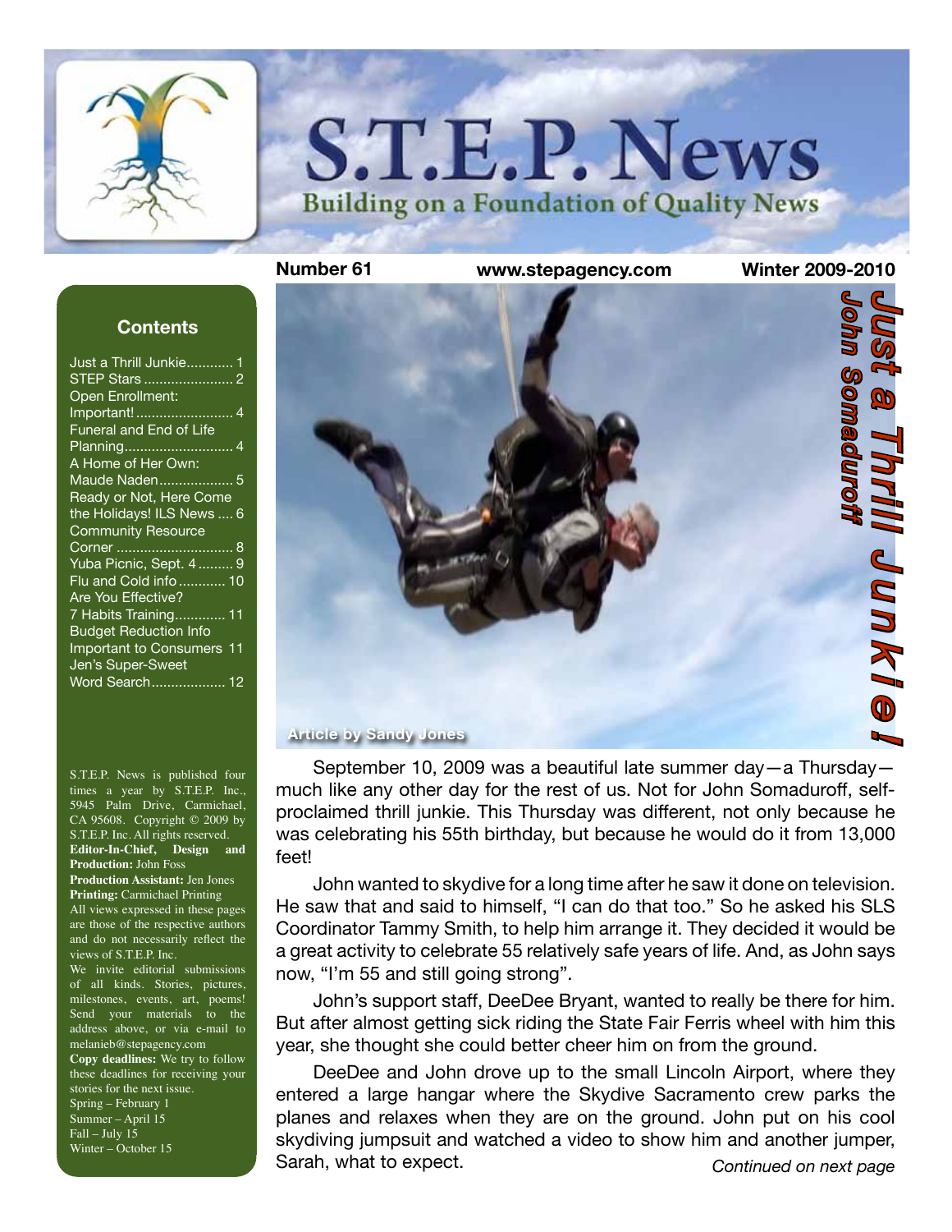# S.T.E.P. News

## Building on a Foundation of Quality News

**Number 61** **www.stepagency.com** **Winter 2009-2010**

### Contents

- Just a Thrill Junkie............ 1
- STEP Stars ....................... 2
- Open Enrollment: Important!......................... 4
- Funeral and End of Life Planning............................ 4
- A Home of Her Own: Maude Naden................... 5
- Ready or Not, Here Come the Holidays! ILS News .... 6
- Community Resource Corner ............................. 8
- Yuba Picnic, Sept. 4 ......... 9
- Flu and Cold info ............ 10
- Are You Effective? 7 Habits Training............. 11
- Budget Reduction Info Important to Consumers 11
- Jen's Super-Sweet Word Search................... 12

S.T.E.P. News is published four times a year by S.T.E.P. Inc., 5945 Palm Drive, Carmichael, CA 95608. Copyright © 2009 by S.T.E.P. Inc. All rights reserved.
**Editor-In-Chief, Design and Production:** John Foss
**Production Assistant:** Jen Jones
**Printing:** Carmichael Printing
All views expressed in these pages are those of the respective authors and do not necessarily reflect the views of S.T.E.P. Inc.
We invite editorial submissions of all kinds. Stories, pictures, milestones, events, art, poems! Send your materials to the address above, or via e-mail to melanieb@stepagency.com
**Copy deadlines:** We try to follow these deadlines for receiving your stories for the next issue.
Spring – February 1
Summer – April 15
Fall – July 15
Winter – October 15

# Just a Thrill Junkie!

## John Somaduroff

Article by Sandy Jones

September 10, 2009 was a beautiful late summer day—a Thursday—much like any other day for the rest of us. Not for John Somaduroff, self-proclaimed thrill junkie. This Thursday was different, not only because he was celebrating his 55th birthday, but because he would do it from 13,000 feet!

John wanted to skydive for a long time after he saw it done on television. He saw that and said to himself, "I can do that too." So he asked his SLS Coordinator Tammy Smith, to help him arrange it. They decided it would be a great activity to celebrate 55 relatively safe years of life. And, as John says now, "I'm 55 and still going strong".

John's support staff, DeeDee Bryant, wanted to really be there for him. But after almost getting sick riding the State Fair Ferris wheel with him this year, she thought she could better cheer him on from the ground.

DeeDee and John drove up to the small Lincoln Airport, where they entered a large hangar where the Skydive Sacramento crew parks the planes and relaxes when they are on the ground. John put on his cool skydiving jumpsuit and watched a video to show him and another jumper, Sarah, what to expect.

*Continued on next page*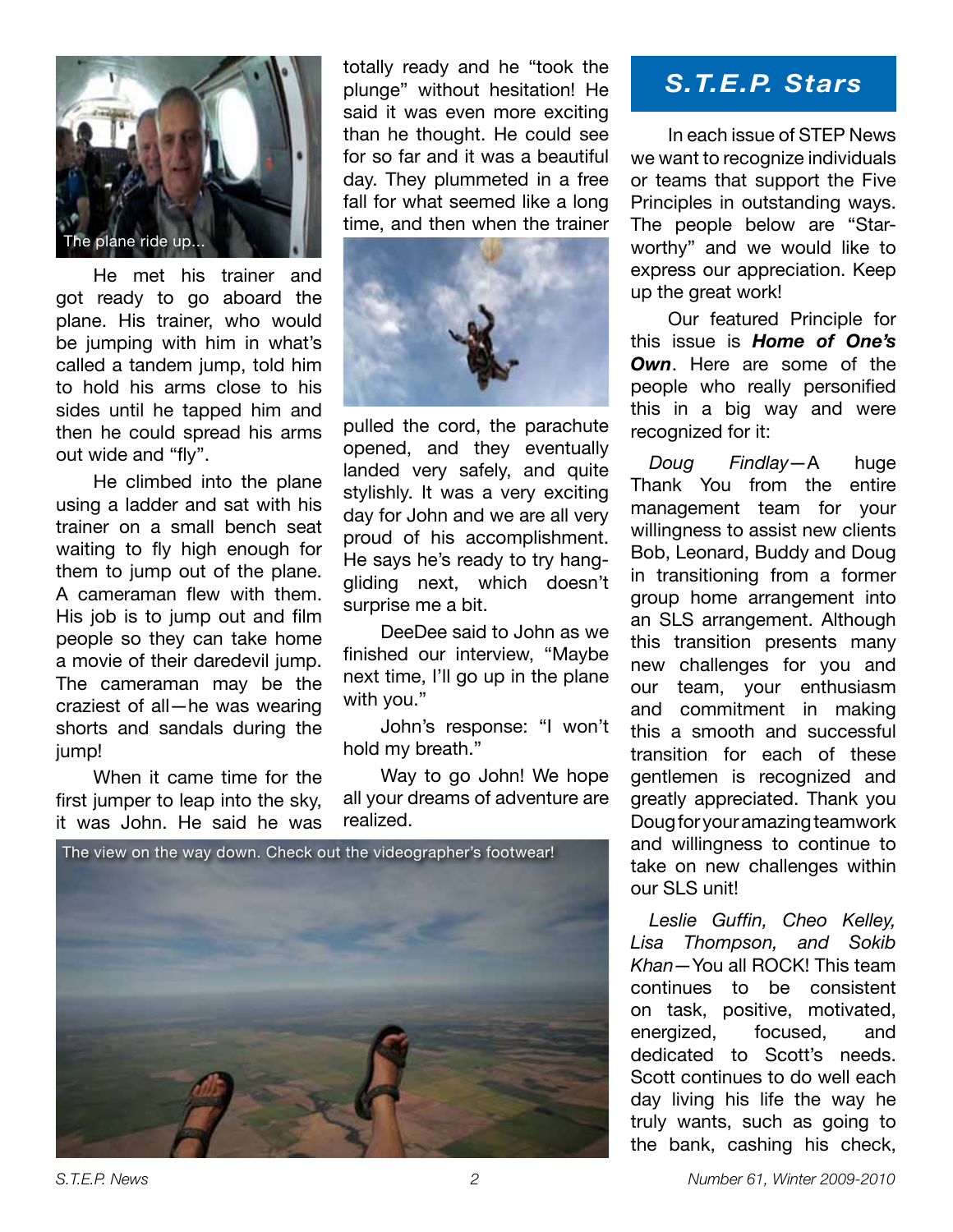The plane ride up...

He met his trainer and got ready to go aboard the plane. His trainer, who would be jumping with him in what's called a tandem jump, told him to hold his arms close to his sides until he tapped him and then he could spread his arms out wide and "fly".

He climbed into the plane using a ladder and sat with his trainer on a small bench seat waiting to fly high enough for them to jump out of the plane. A cameraman flew with them. His job is to jump out and film people so they can take home a movie of their daredevil jump. The cameraman may be the craziest of all—he was wearing shorts and sandals during the jump!

When it came time for the first jumper to leap into the sky, it was John. He said he was totally ready and he "took the plunge" without hesitation! He said it was even more exciting than he thought. He could see for so far and it was a beautiful day. They plummeted in a free fall for what seemed like a long time, and then when the trainer pulled the cord, the parachute opened, and they eventually landed very safely, and quite stylishly. It was a very exciting day for John and we are all very proud of his accomplishment. He says he's ready to try hang-gliding next, which doesn't surprise me a bit.

DeeDee said to John as we finished our interview, "Maybe next time, I'll go up in the plane with you."

John's response: "I won't hold my breath."

Way to go John! We hope all your dreams of adventure are realized.

The view on the way down. Check out the videographer's footwear!

## *S.T.E.P. Stars*

In each issue of STEP News we want to recognize individuals or teams that support the Five Principles in outstanding ways. The people below are "Star-worthy" and we would like to express our appreciation. Keep up the great work!

Our featured Principle for this issue is ***Home of One's Own***. Here are some of the people who really personified this in a big way and were recognized for it:

*Doug Findlay*—A huge Thank You from the entire management team for your willingness to assist new clients Bob, Leonard, Buddy and Doug in transitioning from a former group home arrangement into an SLS arrangement. Although this transition presents many new challenges for you and our team, your enthusiasm and commitment in making this a smooth and successful transition for each of these gentlemen is recognized and greatly appreciated. Thank you Doug for your amazing teamwork and willingness to continue to take on new challenges within our SLS unit!

*Leslie Guffin, Cheo Kelley, Lisa Thompson, and Sokib Khan*—You all ROCK! This team continues to be consistent on task, positive, motivated, energized, focused, and dedicated to Scott's needs. Scott continues to do well each day living his life the way he truly wants, such as going to the bank, cashing his check,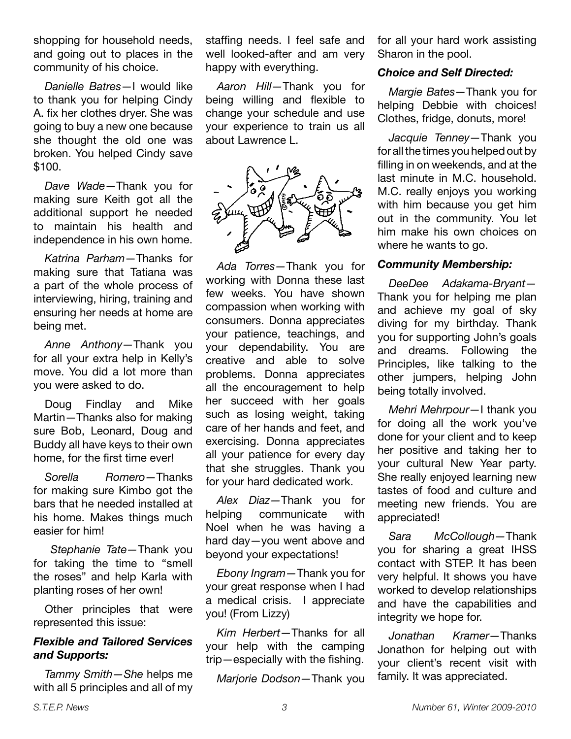shopping for household needs, and going out to places in the community of his choice.

*Danielle Batres*—I would like to thank you for helping Cindy A. fix her clothes dryer. She was going to buy a new one because she thought the old one was broken. You helped Cindy save $100.

*Dave Wade*—Thank you for making sure Keith got all the additional support he needed to maintain his health and independence in his own home.

*Katrina Parham*—Thanks for making sure that Tatiana was a part of the whole process of interviewing, hiring, training and ensuring her needs at home are being met.

*Anne Anthony*—Thank you for all your extra help in Kelly's move. You did a lot more than you were asked to do.

Doug Findlay and Mike Martin—Thanks also for making sure Bob, Leonard, Doug and Buddy all have keys to their own home, for the first time ever!

*Sorella Romero*—Thanks for making sure Kimbo got the bars that he needed installed at his home. Makes things much easier for him!

*Stephanie Tate*—Thank you for taking the time to "smell the roses" and help Karla with planting roses of her own!

Other principles that were represented this issue:

***Flexible and Tailored Services and Supports:***

*Tammy Smith*—*She* helps me with all 5 principles and all of my staffing needs. I feel safe and well looked-after and am very happy with everything.

*Aaron Hill*—Thank you for being willing and flexible to change your schedule and use your experience to train us all about Lawrence L.

*Ada Torres*—Thank you for working with Donna these last few weeks. You have shown compassion when working with consumers. Donna appreciates your patience, teachings, and your dependability. You are creative and able to solve problems. Donna appreciates all the encouragement to help her succeed with her goals such as losing weight, taking care of her hands and feet, and exercising. Donna appreciates all your patience for every day that she struggles. Thank you for your hard dedicated work.

*Alex Diaz*—Thank you for helping communicate with Noel when he was having a hard day—you went above and beyond your expectations!

*Ebony Ingram*—Thank you for your great response when I had a medical crisis. I appreciate you! (From Lizzy)

*Kim Herbert*—Thanks for all your help with the camping trip—especially with the fishing.

*Marjorie Dodson*—Thank you for all your hard work assisting Sharon in the pool.

***Choice and Self Directed:***

*Margie Bates*—Thank you for helping Debbie with choices! Clothes, fridge, donuts, more!

*Jacquie Tenney*—Thank you for all the times you helped out by filling in on weekends, and at the last minute in M.C. household. M.C. really enjoys you working with him because you get him out in the community. You let him make his own choices on where he wants to go.

***Community Membership:***

*DeeDee Adakama-Bryant*—Thank you for helping me plan and achieve my goal of sky diving for my birthday. Thank you for supporting John's goals and dreams. Following the Principles, like talking to the other jumpers, helping John being totally involved.

*Mehri Mehrpour*—I thank you for doing all the work you've done for your client and to keep her positive and taking her to your cultural New Year party. She really enjoyed learning new tastes of food and culture and meeting new friends. You are appreciated!

*Sara McCollough*—Thank you for sharing a great IHSS contact with STEP. It has been very helpful. It shows you have worked to develop relationships and have the capabilities and integrity we hope for.

*Jonathan Kramer*—Thanks Jonathon for helping out with your client's recent visit with family. It was appreciated.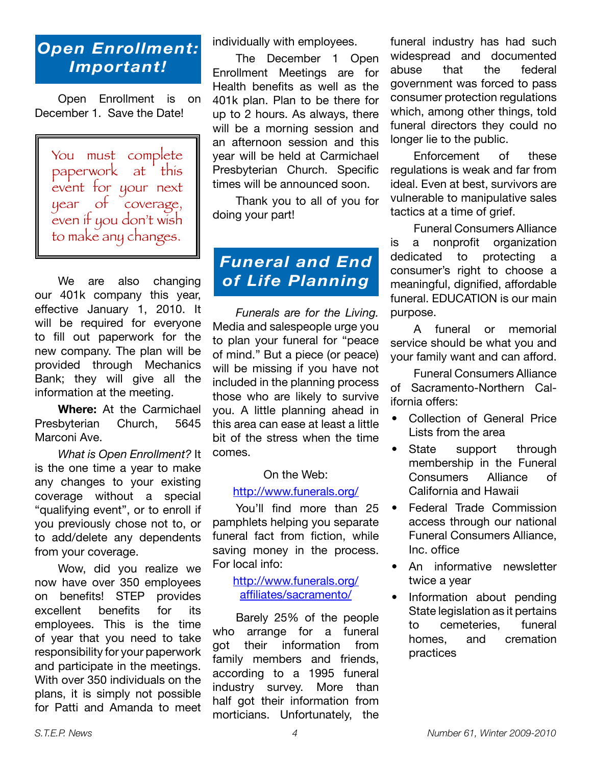## *Open Enrollment: Important!*

Open Enrollment is on December 1. Save the Date!

> You must complete paperwork at this event for your next year of coverage, even if you don't wish to make any changes.

We are also changing our 401k company this year, effective January 1, 2010. It will be required for everyone to fill out paperwork for the new company. The plan will be provided through Mechanics Bank; they will give all the information at the meeting.

**Where:** At the Carmichael Presbyterian Church, 5645 Marconi Ave.

*What is Open Enrollment?* It is the one time a year to make any changes to your existing coverage without a special "qualifying event", or to enroll if you previously chose not to, or to add/delete any dependents from your coverage.

Wow, did you realize we now have over 350 employees on benefits! STEP provides excellent benefits for its employees. This is the time of year that you need to take responsibility for your paperwork and participate in the meetings. With over 350 individuals on the plans, it is simply not possible for Patti and Amanda to meet individually with employees.

The December 1 Open Enrollment Meetings are for Health benefits as well as the 401k plan. Plan to be there for up to 2 hours. As always, there will be a morning session and an afternoon session and this year will be held at Carmichael Presbyterian Church. Specific times will be announced soon.

Thank you to all of you for doing your part!

## *Funeral and End of Life Planning*

*Funerals are for the Living.* Media and salespeople urge you to plan your funeral for "peace of mind." But a piece (or peace) will be missing if you have not included in the planning process those who are likely to survive you. A little planning ahead in this area can ease at least a little bit of the stress when the time comes.

On the Web:

http://www.funerals.org/

You'll find more than 25 pamphlets helping you separate funeral fact from fiction, while saving money in the process. For local info:

http://www.funerals.org/affiliates/sacramento/

Barely 25% of the people who arrange for a funeral got their information from family members and friends, according to a 1995 funeral industry survey. More than half got their information from morticians. Unfortunately, the funeral industry has had such widespread and documented abuse that the federal government was forced to pass consumer protection regulations which, among other things, told funeral directors they could no longer lie to the public.

Enforcement of these regulations is weak and far from ideal. Even at best, survivors are vulnerable to manipulative sales tactics at a time of grief.

Funeral Consumers Alliance is a nonprofit organization dedicated to protecting a consumer's right to choose a meaningful, dignified, affordable funeral. EDUCATION is our main purpose.

A funeral or memorial service should be what you and your family want and can afford.

Funeral Consumers Alliance of Sacramento-Northern California offers:

- Collection of General Price Lists from the area
- State support through membership in the Funeral Consumers Alliance of California and Hawaii
- Federal Trade Commission access through our national Funeral Consumers Alliance, Inc. office
- An informative newsletter twice a year
- Information about pending State legislation as it pertains to cemeteries, funeral homes, and cremation practices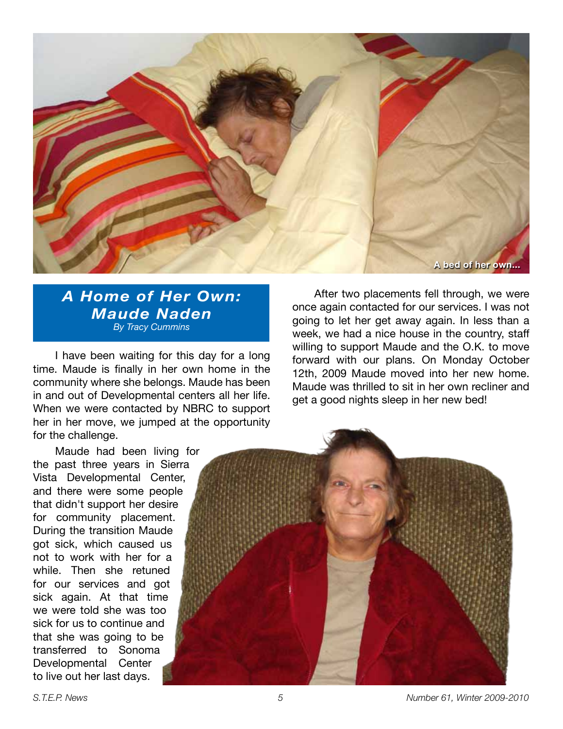A bed of her own...

## *A Home of Her Own: Maude Naden*

*By Tracy Cummins*

I have been waiting for this day for a long time. Maude is finally in her own home in the community where she belongs. Maude has been in and out of Developmental centers all her life. When we were contacted by NBRC to support her in her move, we jumped at the opportunity for the challenge.

Maude had been living for the past three years in Sierra Vista Developmental Center, and there were some people that didn't support her desire for community placement. During the transition Maude got sick, which caused us not to work with her for a while. Then she retuned for our services and got sick again. At that time we were told she was too sick for us to continue and that she was going to be transferred to Sonoma Developmental Center to live out her last days.

After two placements fell through, we were once again contacted for our services. I was not going to let her get away again. In less than a week, we had a nice house in the country, staff willing to support Maude and the O.K. to move forward with our plans. On Monday October 12th, 2009 Maude moved into her new home. Maude was thrilled to sit in her own recliner and get a good nights sleep in her new bed!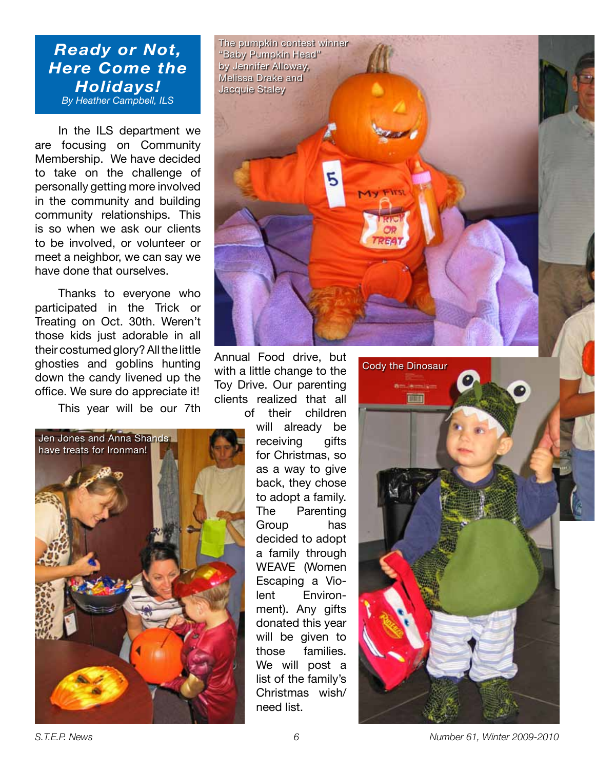## Ready or Not, Here Come the Holidays!

*By Heather Campbell, ILS*

In the ILS department we are focusing on Community Membership. We have decided to take on the challenge of personally getting more involved in the community and building community relationships. This is so when we ask our clients to be involved, or volunteer or meet a neighbor, we can say we have done that ourselves.

Thanks to everyone who participated in the Trick or Treating on Oct. 30th. Weren't those kids just adorable in all their costumed glory? All the little ghosties and goblins hunting down the candy livened up the office. We sure do appreciate it!

This year will be our 7th Annual Food drive, but with a little change to the Toy Drive. Our parenting clients realized that all of their children will already be receiving gifts for Christmas, so as a way to give back, they chose to adopt a family. The Parenting Group has decided to adopt a family through WEAVE (Women Escaping a Violent Environment). Any gifts donated this year will be given to those families. We will post a list of the family's Christmas wish/need list.

The pumpkin contest winner "Baby Pumpkin Head" by Jennifer Alloway, Melissa Drake and Jacquie Staley

Jen Jones and Anna Shands have treats for Ironman!

Cody the Dinosaur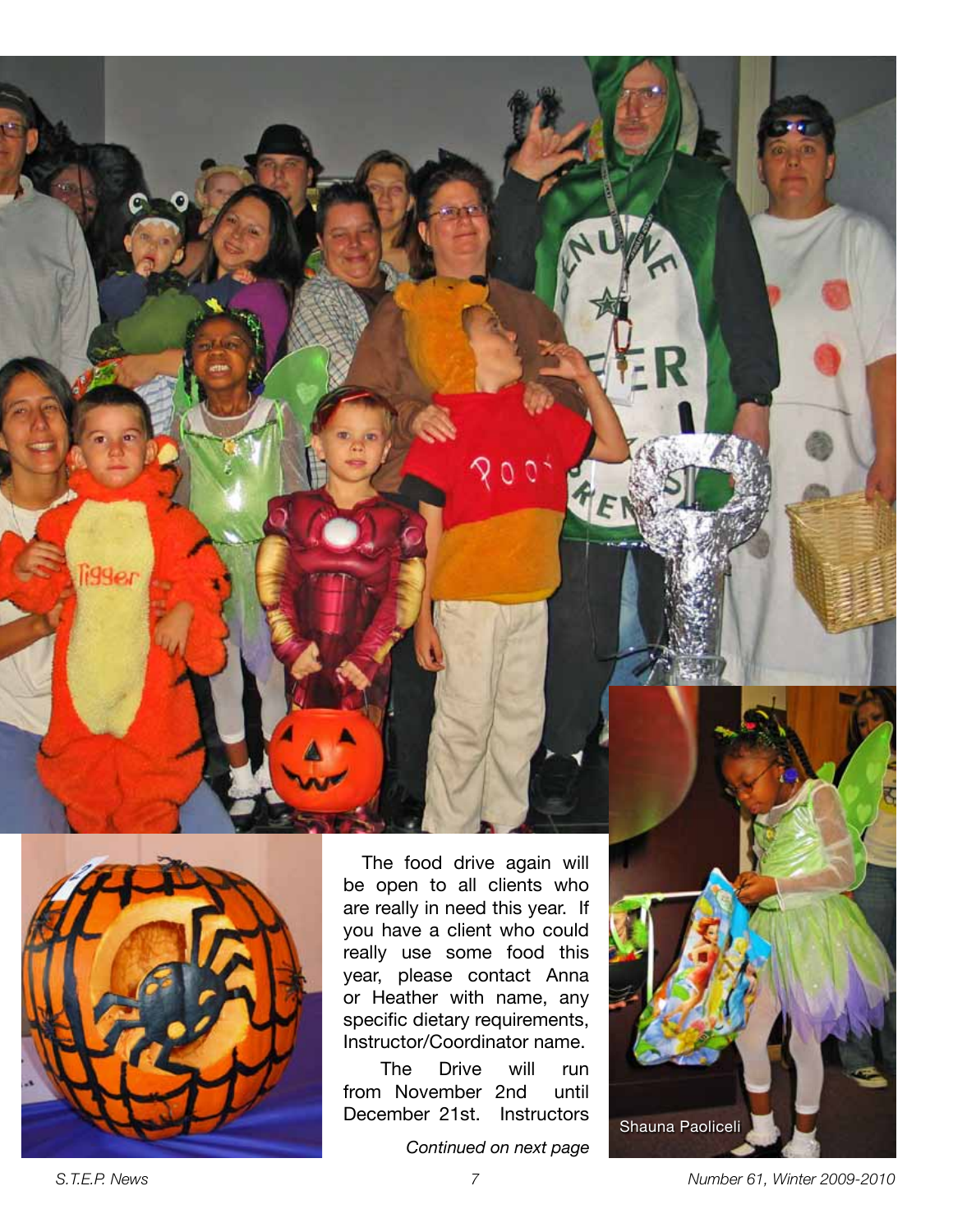The food drive again will be open to all clients who are really in need this year. If you have a client who could really use some food this year, please contact Anna or Heather with name, any specific dietary requirements, Instructor/Coordinator name.

The Drive will run from November 2nd until December 21st. Instructors

*Continued on next page*

Shauna Paoliceli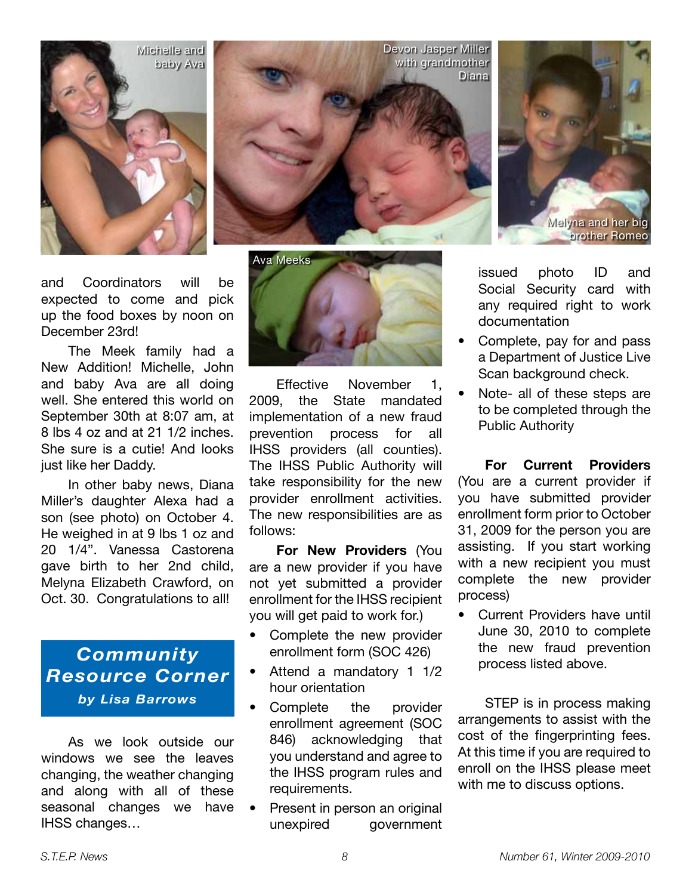Michelle and baby Ava

Devon Jasper Miller with grandmother Diana

Melyna and her big brother Romeo

and Coordinators will be expected to come and pick up the food boxes by noon on December 23rd!

The Meek family had a New Addition! Michelle, John and baby Ava are all doing well. She entered this world on September 30th at 8:07 am, at 8 lbs 4 oz and at 21 1/2 inches. She sure is a cutie! And looks just like her Daddy.

In other baby news, Diana Miller's daughter Alexa had a son (see photo) on October 4. He weighed in at 9 lbs 1 oz and 20 1/4". Vanessa Castorena gave birth to her 2nd child, Melyna Elizabeth Crawford, on Oct. 30. Congratulations to all!

Ava Meeks

## *Community Resource Corner*

***by Lisa Barrows***

As we look outside our windows we see the leaves changing, the weather changing and along with all of these seasonal changes we have IHSS changes…

Effective November 1, 2009, the State mandated implementation of a new fraud prevention process for all IHSS providers (all counties). The IHSS Public Authority will take responsibility for the new provider enrollment activities. The new responsibilities are as follows:

**For New Providers** (You are a new provider if you have not yet submitted a provider enrollment for the IHSS recipient you will get paid to work for.)

- Complete the new provider enrollment form (SOC 426)
- Attend a mandatory 1 1/2 hour orientation
- Complete the provider enrollment agreement (SOC 846) acknowledging that you understand and agree to the IHSS program rules and requirements.
- Present in person an original unexpired government issued photo ID and Social Security card with any required right to work documentation
- Complete, pay for and pass a Department of Justice Live Scan background check.
- Note- all of these steps are to be completed through the Public Authority

**For Current Providers** (You are a current provider if you have submitted provider enrollment form prior to October 31, 2009 for the person you are assisting. If you start working with a new recipient you must complete the new provider process)

- Current Providers have until June 30, 2010 to complete the new fraud prevention process listed above.

STEP is in process making arrangements to assist with the cost of the fingerprinting fees. At this time if you are required to enroll on the IHSS please meet with me to discuss options.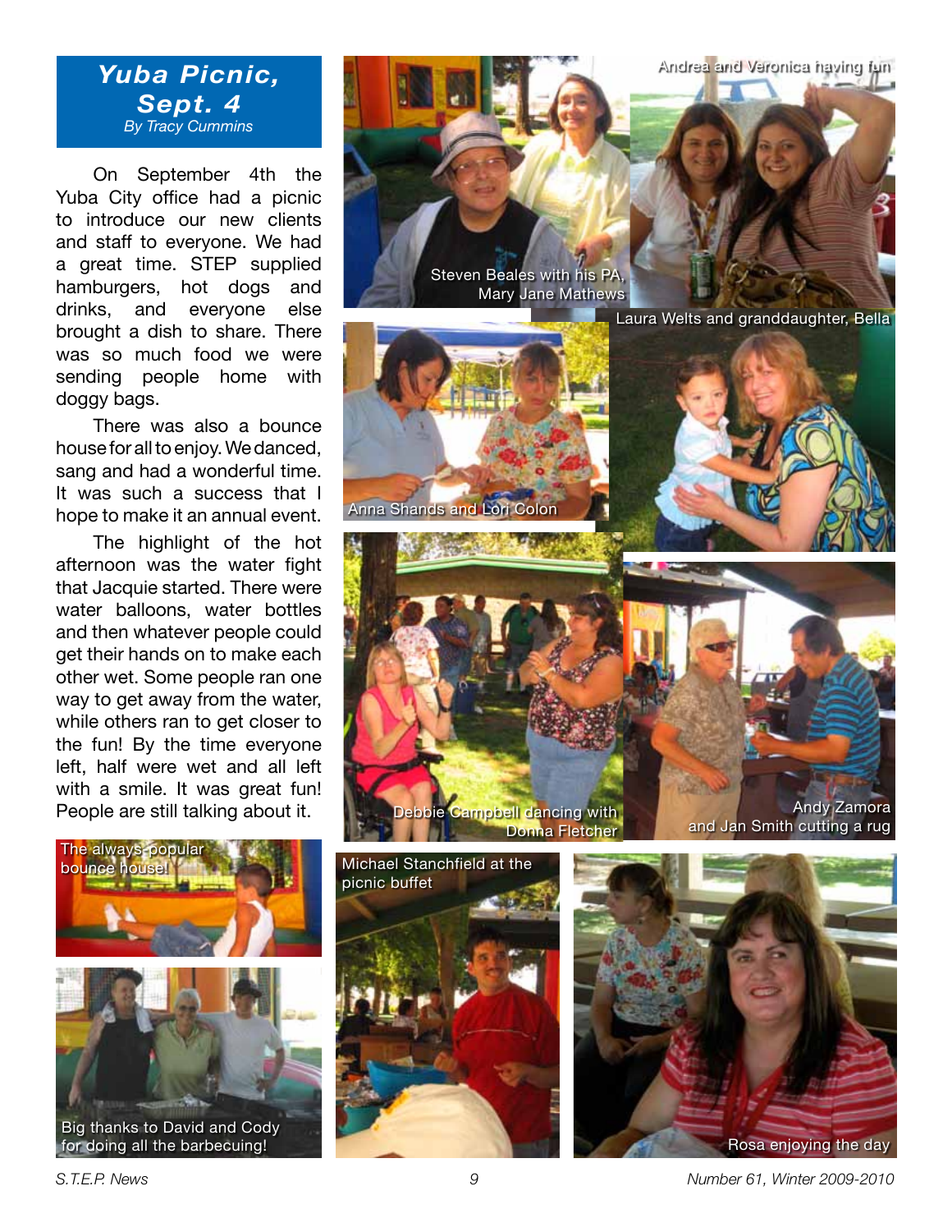# Yuba Picnic, Sept. 4

*By Tracy Cummins*

On September 4th the Yuba City office had a picnic to introduce our new clients and staff to everyone. We had a great time. STEP supplied hamburgers, hot dogs and drinks, and everyone else brought a dish to share. There was so much food we were sending people home with doggy bags.

There was also a bounce house for all to enjoy. We danced, sang and had a wonderful time. It was such a success that I hope to make it an annual event.

The highlight of the hot afternoon was the water fight that Jacquie started. There were water balloons, water bottles and then whatever people could get their hands on to make each other wet. Some people ran one way to get away from the water, while others ran to get closer to the fun! By the time everyone left, half were wet and all left with a smile. It was great fun! People are still talking about it.

The always popular bounce house!

Big thanks to David and Cody for doing all the barbecuing!

Steven Beales with his PA, Mary Jane Mathews

Andrea and Veronica having fun

Laura Welts and granddaughter, Bella

Anna Shands and Lori Colon

Debbie Campbell dancing with Donna Fletcher

Andy Zamora and Jan Smith cutting a rug

Michael Stanchfield at the picnic buffet

Rosa enjoying the day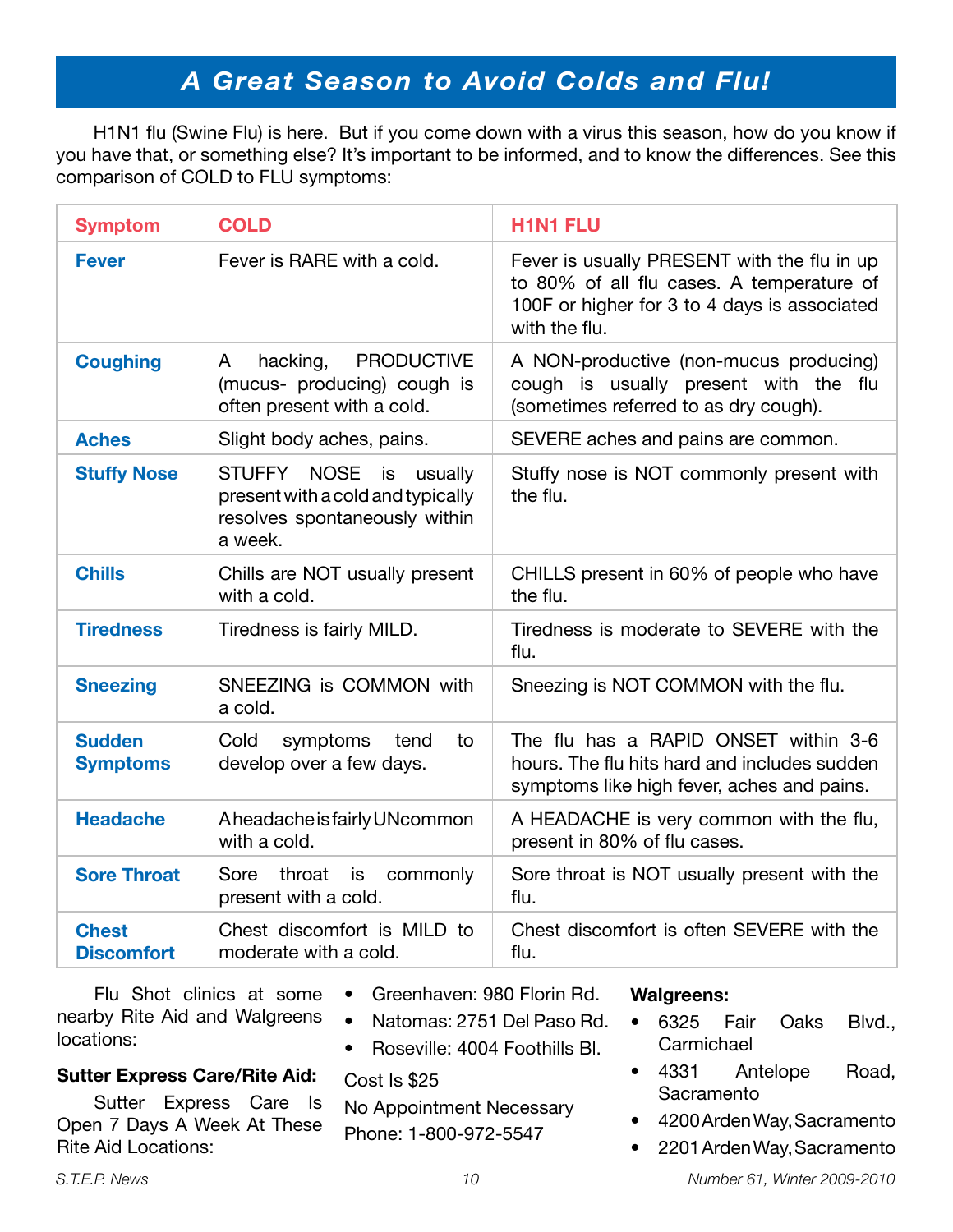# A Great Season to Avoid Colds and Flu!

H1N1 flu (Swine Flu) is here. But if you come down with a virus this season, how do you know if you have that, or something else? It's important to be informed, and to know the differences. See this comparison of COLD to FLU symptoms:

| Symptom | COLD | H1N1 FLU |
|---|---|---|
| **Fever** | Fever is RARE with a cold. | Fever is usually PRESENT with the flu in up to 80% of all flu cases. A temperature of 100F or higher for 3 to 4 days is associated with the flu. |
| **Coughing** | A hacking, PRODUCTIVE (mucus- producing) cough is often present with a cold. | A NON-productive (non-mucus producing) cough is usually present with the flu (sometimes referred to as dry cough). |
| **Aches** | Slight body aches, pains. | SEVERE aches and pains are common. |
| **Stuffy Nose** | STUFFY NOSE is usually present with a cold and typically resolves spontaneously within a week. | Stuffy nose is NOT commonly present with the flu. |
| **Chills** | Chills are NOT usually present with a cold. | CHILLS present in 60% of people who have the flu. |
| **Tiredness** | Tiredness is fairly MILD. | Tiredness is moderate to SEVERE with the flu. |
| **Sneezing** | SNEEZING is COMMON with a cold. | Sneezing is NOT COMMON with the flu. |
| **Sudden Symptoms** | Cold symptoms tend to develop over a few days. | The flu has a RAPID ONSET within 3-6 hours. The flu hits hard and includes sudden symptoms like high fever, aches and pains. |
| **Headache** | A headache is fairly UNcommon with a cold. | A HEADACHE is very common with the flu, present in 80% of flu cases. |
| **Sore Throat** | Sore throat is commonly present with a cold. | Sore throat is NOT usually present with the flu. |
| **Chest Discomfort** | Chest discomfort is MILD to moderate with a cold. | Chest discomfort is often SEVERE with the flu. |

Flu Shot clinics at some nearby Rite Aid and Walgreens locations:

**Sutter Express Care/Rite Aid:**

Sutter Express Care Is Open 7 Days A Week At These Rite Aid Locations:

- Greenhaven: 980 Florin Rd.
- Natomas: 2751 Del Paso Rd.
- Roseville: 4004 Foothills Bl.

Cost Is $25

No Appointment Necessary

Phone: 1-800-972-5547

**Walgreens:**

- 6325 Fair Oaks Blvd., Carmichael
- 4331 Antelope Road, Sacramento
- 4200 Arden Way, Sacramento
- 2201 Arden Way, Sacramento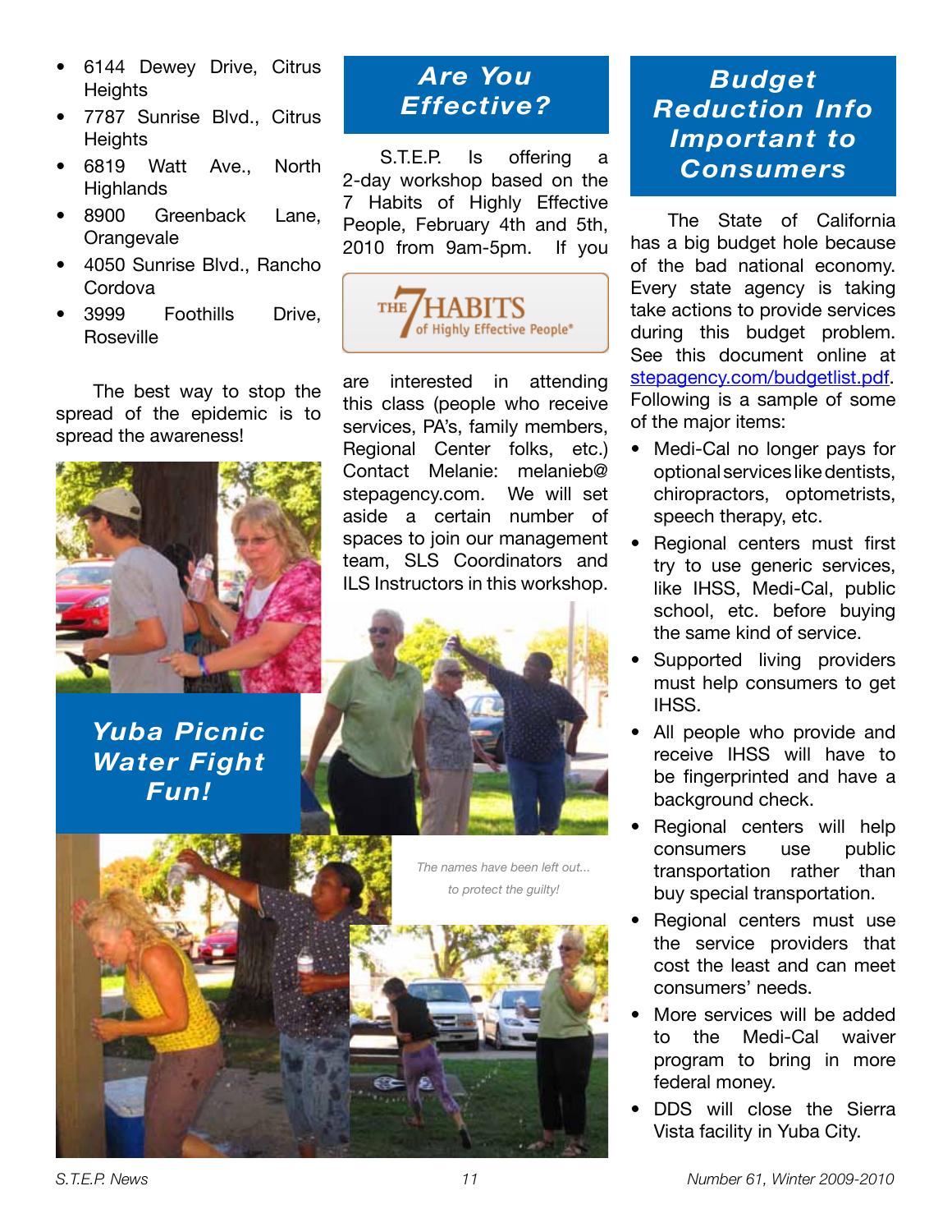- 6144 Dewey Drive, Citrus Heights
- 7787 Sunrise Blvd., Citrus Heights
- 6819 Watt Ave., North Highlands
- 8900 Greenback Lane, Orangevale
- 4050 Sunrise Blvd., Rancho Cordova
- 3999 Foothills Drive, Roseville

The best way to stop the spread of the epidemic is to spread the awareness!

## Yuba Picnic Water Fight Fun!

*The names have been left out... to protect the guilty!*

## Are You Effective?

S.T.E.P. Is offering a 2-day workshop based on the 7 Habits of Highly Effective People, February 4th and 5th, 2010 from 9am-5pm. If you are interested in attending this class (people who receive services, PA's, family members, Regional Center folks, etc.) Contact Melanie: melanieb@stepagency.com. We will set aside a certain number of spaces to join our management team, SLS Coordinators and ILS Instructors in this workshop.

## Budget Reduction Info Important to Consumers

The State of California has a big budget hole because of the bad national economy. Every state agency is taking take actions to provide services during this budget problem. See this document online at stepagency.com/budgetlist.pdf. Following is a sample of some of the major items:

- Medi-Cal no longer pays for optional services like dentists, chiropractors, optometrists, speech therapy, etc.
- Regional centers must first try to use generic services, like IHSS, Medi-Cal, public school, etc. before buying the same kind of service.
- Supported living providers must help consumers to get IHSS.
- All people who provide and receive IHSS will have to be fingerprinted and have a background check.
- Regional centers will help consumers use public transportation rather than buy special transportation.
- Regional centers must use the service providers that cost the least and can meet consumers' needs.
- More services will be added to the Medi-Cal waiver program to bring in more federal money.
- DDS will close the Sierra Vista facility in Yuba City.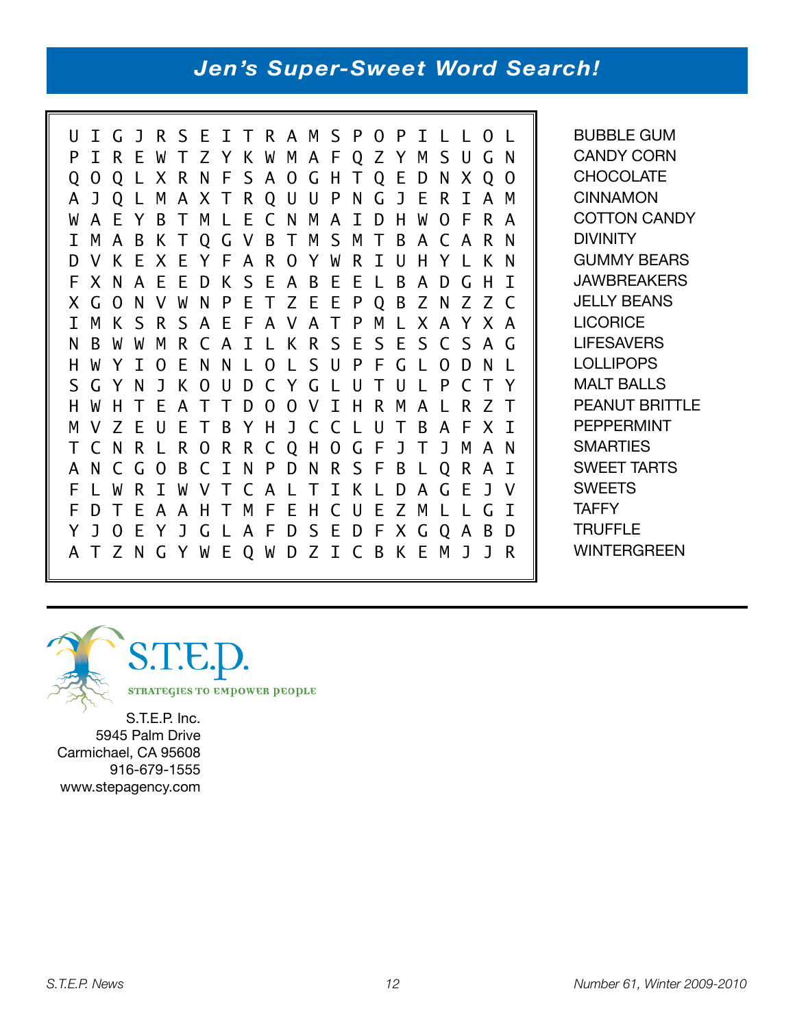# Jen's Super-Sweet Word Search!

```
U I G J R S E I T R A M S P O P I L L O L
P I R E W T Z Y K W M A F Q Z Y M S U G N
Q O Q L X R N F S A O G H T Q E D N X Q O
A J Q L M A X T R Q U U P N G J E R I A M
W A E Y B T M L E C N M A I D H W O F R A
I M A B K T Q G V B T M S M T B A C A R N
D V K E X E Y F A R O Y W R I U H Y L K N
F X N A E E D K S E A B E E L B A D G H I
X G O N V W N P E T Z E E P Q B Z N Z Z C
I M K S R S A E F A V A T P M L X A Y X A
N B W W M R C A I L K R S E S E S C S A G
H W Y I O E N N L O L S U P F G L O D N L
S G Y N J K O U D C Y G L U T U L P C T Y
H W H T E A T T D O O V I H R M A L R Z T
M V Z E U E T B Y H J C C L U T B A F X I
T C N R L R O R R C Q H O G F J T J M A N
A N C G O B C I N P D N R S F B L Q R A I
F L W R I W V T C A L T I K L D A G E J V
F D T E A A H T M F E H C U E Z M L L G I
Y J O E Y J G L A F D S E D F X G Q A B D
A T Z N G Y W E Q W D Z I C B K E M J J R
```

- BUBBLE GUM
- CANDY CORN
- CHOCOLATE
- CINNAMON
- COTTON CANDY
- DIVINITY
- GUMMY BEARS
- JAWBREAKERS
- JELLY BEANS
- LICORICE
- LIFESAVERS
- LOLLIPOPS
- MALT BALLS
- PEANUT BRITTLE
- PEPPERMINT
- SMARTIES
- SWEET TARTS
- SWEETS
- TAFFY
- TRUFFLE
- WINTERGREEN

S.T.E.P.
STRATEGIES TO EMPOWER PEOPLE

S.T.E.P. Inc.
5945 Palm Drive
Carmichael, CA 95608
916-679-1555
www.stepagency.com